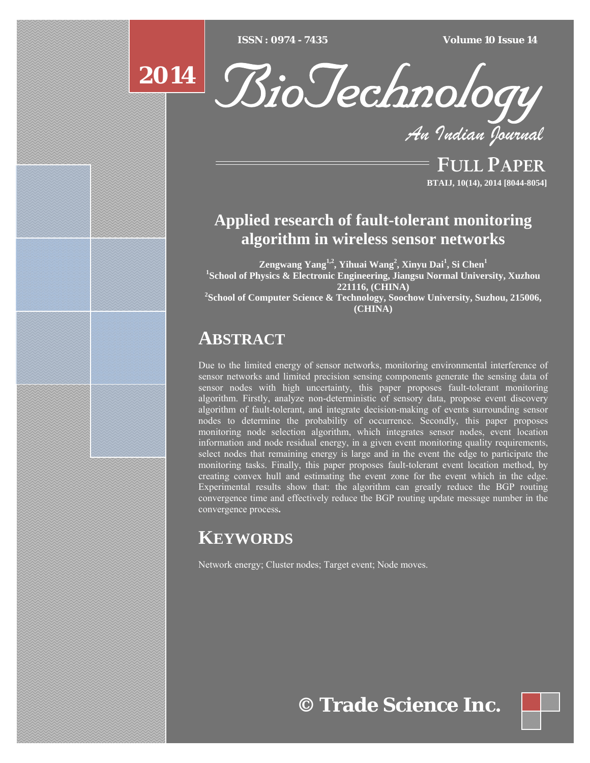# Applied research of fault-tolerant monitoring algorithm in wireless sensor networks

**Zengwang Yang[1,2], Yihuai Wang[2], Xinyu Dai[1], Si Chen[1]**

[1]School of Physics & Electronic Engineering, Jiangsu Normal University, Xuzhou 221116, (CHINA)

[2]School of Computer Science & Technology, Soochow University, Suzhou, 215006, (CHINA)

## ABSTRACT

Due to the limited energy of sensor networks, monitoring environmental interference of sensor networks and limited precision sensing components generate the sensing data of sensor nodes with high uncertainty, this paper proposes fault-tolerant monitoring algorithm. Firstly, analyze non-deterministic of sensory data, propose event discovery algorithm of fault-tolerant, and integrate decision-making of events surrounding sensor nodes to determine the probability of occurrence. Secondly, this paper proposes monitoring node selection algorithm, which integrates sensor nodes, event location information and node residual energy, in a given event monitoring quality requirements, select nodes that remaining energy is large and in the event the edge to participate the monitoring tasks. Finally, this paper proposes fault-tolerant event location method, by creating convex hull and estimating the event zone for the event which in the edge. Experimental results show that: the algorithm can greatly reduce the BGP routing convergence time and effectively reduce the BGP routing update message number in the convergence process**.**

## KEYWORDS

Network energy; Cluster nodes; Target event; Node moves.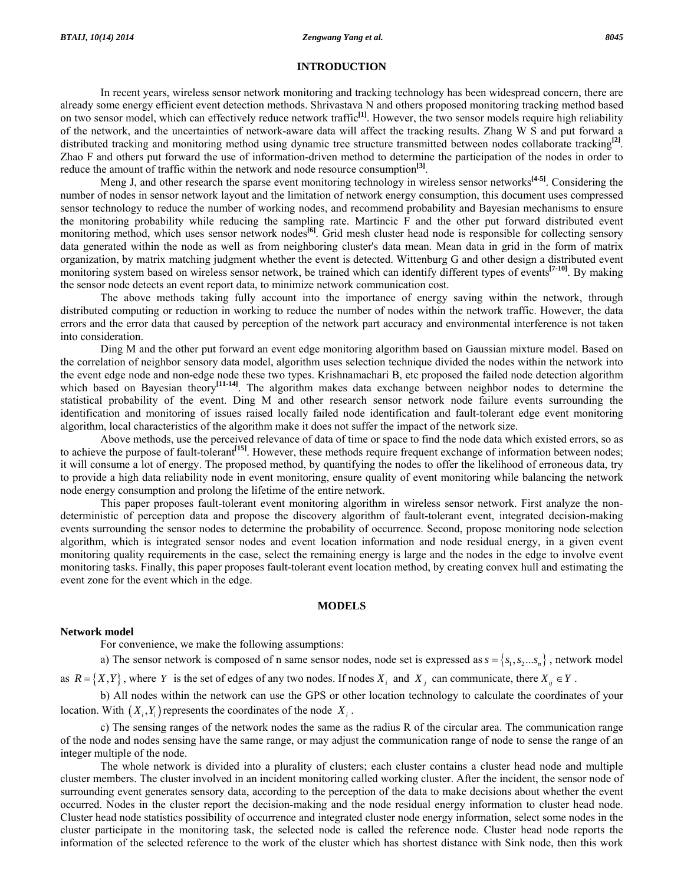## INTRODUCTION

In recent years, wireless sensor network monitoring and tracking technology has been widespread concern, there are already some energy efficient event detection methods. Shrivastava N and others proposed monitoring tracking method based on two sensor model, which can effectively reduce network traffic[1]. However, the two sensor models require high reliability of the network, and the uncertainties of network-aware data will affect the tracking results. Zhang W S and put forward a distributed tracking and monitoring method using dynamic tree structure transmitted between nodes collaborate tracking[2]. Zhao F and others put forward the use of information-driven method to determine the participation of the nodes in order to reduce the amount of traffic within the network and node resource consumption[3].

Meng J, and other research the sparse event monitoring technology in wireless sensor networks[4-5]. Considering the number of nodes in sensor network layout and the limitation of network energy consumption, this document uses compressed sensor technology to reduce the number of working nodes, and recommend probability and Bayesian mechanisms to ensure the monitoring probability while reducing the sampling rate. Martincic F and the other put forward distributed event monitoring method, which uses sensor network nodes[6]. Grid mesh cluster head node is responsible for collecting sensory data generated within the node as well as from neighboring cluster's data mean. Mean data in grid in the form of matrix organization, by matrix matching judgment whether the event is detected. Wittenburg G and other design a distributed event monitoring system based on wireless sensor network, be trained which can identify different types of events[7-10]. By making the sensor node detects an event report data, to minimize network communication cost.

The above methods taking fully account into the importance of energy saving within the network, through distributed computing or reduction in working to reduce the number of nodes within the network traffic. However, the data errors and the error data that caused by perception of the network part accuracy and environmental interference is not taken into consideration.

Ding M and the other put forward an event edge monitoring algorithm based on Gaussian mixture model. Based on the correlation of neighbor sensory data model, algorithm uses selection technique divided the nodes within the network into the event edge node and non-edge node these two types. Krishnamachari B, etc proposed the failed node detection algorithm which based on Bayesian theory[11-14]. The algorithm makes data exchange between neighbor nodes to determine the statistical probability of the event. Ding M and other research sensor network node failure events surrounding the identification and monitoring of issues raised locally failed node identification and fault-tolerant edge event monitoring algorithm, local characteristics of the algorithm make it does not suffer the impact of the network size.

Above methods, use the perceived relevance of data of time or space to find the node data which existed errors, so as to achieve the purpose of fault-tolerant[15]. However, these methods require frequent exchange of information between nodes; it will consume a lot of energy. The proposed method, by quantifying the nodes to offer the likelihood of erroneous data, try to provide a high data reliability node in event monitoring, ensure quality of event monitoring while balancing the network node energy consumption and prolong the lifetime of the entire network.

This paper proposes fault-tolerant event monitoring algorithm in wireless sensor network. First analyze the non-deterministic of perception data and propose the discovery algorithm of fault-tolerant event, integrated decision-making events surrounding the sensor nodes to determine the probability of occurrence. Second, propose monitoring node selection algorithm, which is integrated sensor nodes and event location information and node residual energy, in a given event monitoring quality requirements in the case, select the remaining energy is large and the nodes in the edge to involve event monitoring tasks. Finally, this paper proposes fault-tolerant event location method, by creating convex hull and estimating the event zone for the event which in the edge.

## MODELS

### Network model

For convenience, we make the following assumptions:

a) The sensor network is composed of n same sensor nodes, node set is expressed as $s = \{s_1, s_2 ... s_n\}$, network model as $R = \{X, Y\}$, where $Y$ is the set of edges of any two nodes. If nodes $X_i$ and $X_j$ can communicate, there $X_{ij} \in Y$.

b) All nodes within the network can use the GPS or other location technology to calculate the coordinates of your location. With $(X_i, Y_i)$ represents the coordinates of the node $X_i$.

c) The sensing ranges of the network nodes the same as the radius R of the circular area. The communication range of the node and nodes sensing have the same range, or may adjust the communication range of node to sense the range of an integer multiple of the node.

The whole network is divided into a plurality of clusters; each cluster contains a cluster head node and multiple cluster members. The cluster involved in an incident monitoring called working cluster. After the incident, the sensor node of surrounding event generates sensory data, according to the perception of the data to make decisions about whether the event occurred. Nodes in the cluster report the decision-making and the node residual energy information to cluster head node. Cluster head node statistics possibility of occurrence and integrated cluster node energy information, select some nodes in the cluster participate in the monitoring task, the selected node is called the reference node. Cluster head node reports the information of the selected reference to the work of the cluster which has shortest distance with Sink node, then this work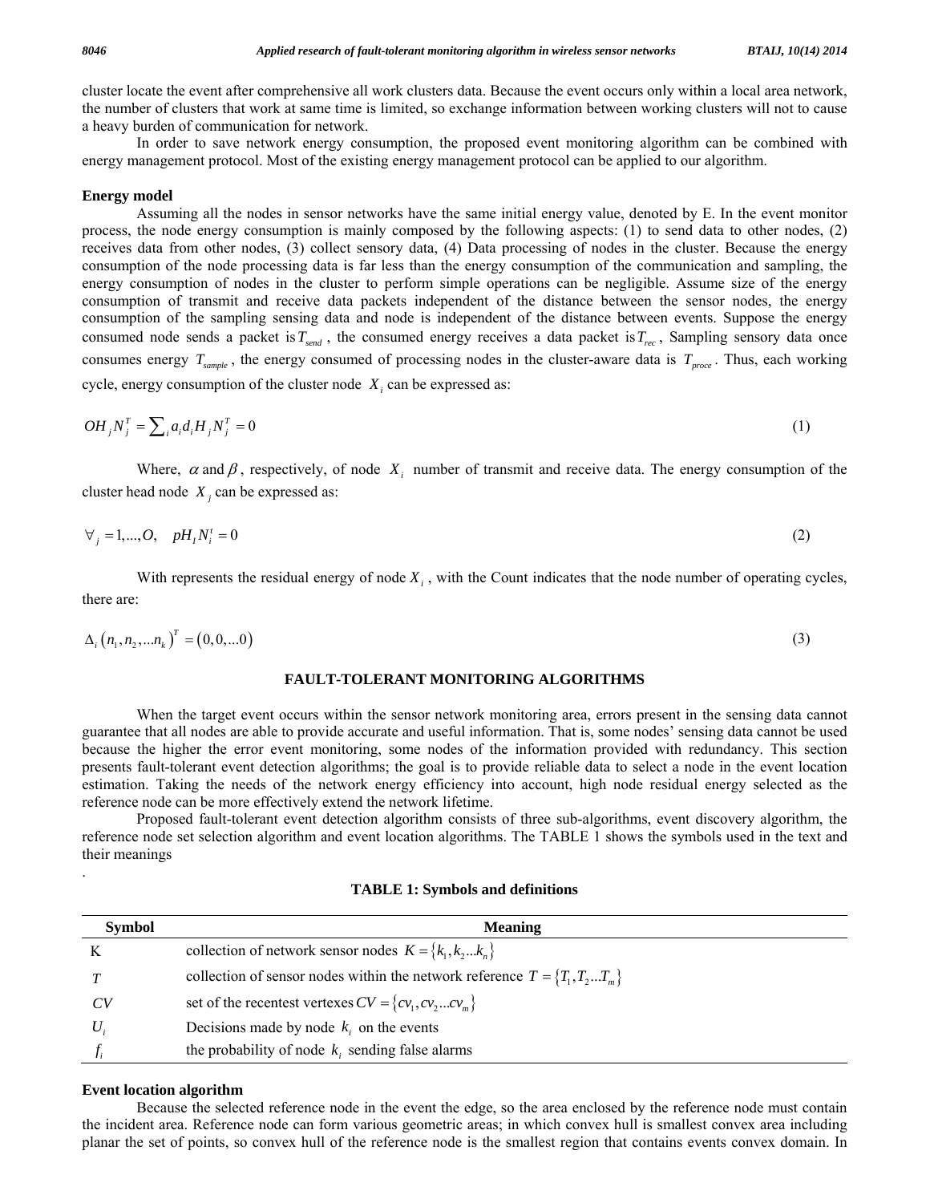cluster locate the event after comprehensive all work clusters data. Because the event occurs only within a local area network, the number of clusters that work at same time is limited, so exchange information between working clusters will not to cause a heavy burden of communication for network.

In order to save network energy consumption, the proposed event monitoring algorithm can be combined with energy management protocol. Most of the existing energy management protocol can be applied to our algorithm.

**Energy model**

Assuming all the nodes in sensor networks have the same initial energy value, denoted by E. In the event monitor process, the node energy consumption is mainly composed by the following aspects: (1) to send data to other nodes, (2) receives data from other nodes, (3) collect sensory data, (4) Data processing of nodes in the cluster. Because the energy consumption of the node processing data is far less than the energy consumption of the communication and sampling, the energy consumption of nodes in the cluster to perform simple operations can be negligible. Assume size of the energy consumption of transmit and receive data packets independent of the distance between the sensor nodes, the energy consumption of the sampling sensing data and node is independent of the distance between events. Suppose the energy consumed node sends a packet is $T_{send}$ , the consumed energy receives a data packet is $T_{rec}$ , Sampling sensory data once consumes energy $T_{sample}$ , the energy consumed of processing nodes in the cluster-aware data is $T_{proce}$ . Thus, each working cycle, energy consumption of the cluster node $X_i$ can be expressed as:

$$OH_j N_j^T = \sum_i a_i d_i H_j N_j^T = 0 \tag{1}$$

Where, $\alpha$ and $\beta$ , respectively, of node $X_i$ number of transmit and receive data. The energy consumption of the cluster head node $X_j$ can be expressed as:

$$\forall_j = 1,...,O, \quad pH_l N_i^t = 0 \tag{2}$$

With represents the residual energy of node $X_i$ , with the Count indicates that the node number of operating cycles, there are:

$$\Delta_i \left(n_1, n_2, ... n_k\right)^T = \left(0, 0, ... 0\right) \tag{3}$$

## FAULT-TOLERANT MONITORING ALGORITHMS

When the target event occurs within the sensor network monitoring area, errors present in the sensing data cannot guarantee that all nodes are able to provide accurate and useful information. That is, some nodes' sensing data cannot be used because the higher the error event monitoring, some nodes of the information provided with redundancy. This section presents fault-tolerant event detection algorithms; the goal is to provide reliable data to select a node in the event location estimation. Taking the needs of the network energy efficiency into account, high node residual energy selected as the reference node can be more effectively extend the network lifetime.

Proposed fault-tolerant event detection algorithm consists of three sub-algorithms, event discovery algorithm, the reference node set selection algorithm and event location algorithms. The TABLE 1 shows the symbols used in the text and their meanings

.

**TABLE 1: Symbols and definitions**

| Symbol | Meaning |
|---|---|
| K | collection of network sensor nodes $K = \{k_1, k_2 ... k_n\}$ |
| $T$ | collection of sensor nodes within the network reference $T = \{T_1, T_2 ... T_m\}$ |
| $CV$ | set of the recentest vertexes $CV = \{cv_1, cv_2 ... cv_m\}$ |
| $U_i$ | Decisions made by node $k_i$ on the events |
| $f_i$ | the probability of node $k_i$ sending false alarms |

**Event location algorithm**

Because the selected reference node in the event the edge, so the area enclosed by the reference node must contain the incident area. Reference node can form various geometric areas; in which convex hull is smallest convex area including planar the set of points, so convex hull of the reference node is the smallest region that contains events convex domain. In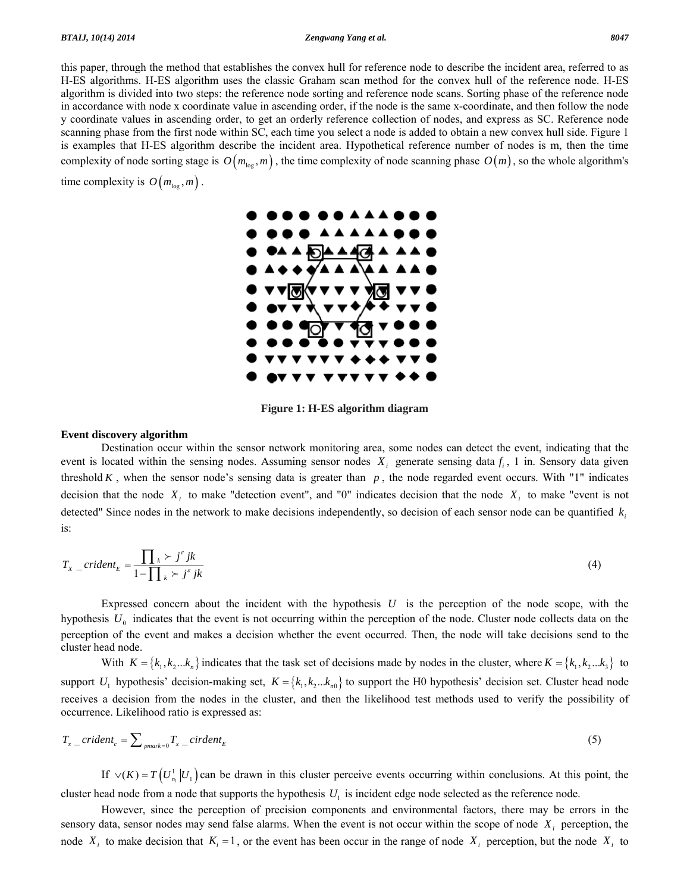this paper, through the method that establishes the convex hull for reference node to describe the incident area, referred to as H-ES algorithms. H-ES algorithm uses the classic Graham scan method for the convex hull of the reference node. H-ES algorithm is divided into two steps: the reference node sorting and reference node scans. Sorting phase of the reference node in accordance with node x coordinate value in ascending order, if the node is the same x-coordinate, and then follow the node y coordinate values in ascending order, to get an orderly reference collection of nodes, and express as SC. Reference node scanning phase from the first node within SC, each time you select a node is added to obtain a new convex hull side. Figure 1 is examples that H-ES algorithm describe the incident area. Hypothetical reference number of nodes is m, then the time complexity of node sorting stage is $O\left(m_{\log}, m\right)$, the time complexity of node scanning phase $O\left(m\right)$, so the whole algorithm's time complexity is $O\left(m_{\log}, m\right)$.

**Figure 1: H-ES algorithm diagram**

**Event discovery algorithm**

Destination occur within the sensor network monitoring area, some nodes can detect the event, indicating that the event is located within the sensing nodes. Assuming sensor nodes $X_i$ generate sensing data $f_i$, 1 in. Sensory data given threshold $K$, when the sensor node's sensing data is greater than $p$, the node regarded event occurs. With "1" indicates decision that the node $X_i$ to make "detection event", and "0" indicates decision that the node $X_i$ to make "event is not detected" Since nodes in the network to make decisions independently, so decision of each sensor node can be quantified $k_i$ is:

$$T_X\ \_crident_E = \frac{\prod_k \succ j^{\varepsilon}\, jk}{1 - \prod_k \succ j^{\varepsilon}\, jk} \tag{4}$$

Expressed concern about the incident with the hypothesis $U$ is the perception of the node scope, with the hypothesis $U_0$ indicates that the event is not occurring within the perception of the node. Cluster node collects data on the perception of the event and makes a decision whether the event occurred. Then, the node will take decisions send to the cluster head node.

With $K = \{k_1, k_2 \ldots k_n\}$ indicates that the task set of decisions made by nodes in the cluster, where $K = \{k_1, k_2 \ldots k_3\}$ to support $U_1$ hypothesis' decision-making set, $K = \{k_1, k_2 \ldots k_{n0}\}$ to support the H0 hypothesis' decision set. Cluster head node receives a decision from the nodes in the cluster, and then the likelihood test methods used to verify the possibility of occurrence. Likelihood ratio is expressed as:

$$T_x\ \_crident_c = \sum_{pmark=0} T_x\ \_cirdent_E \tag{5}$$

If $\vee(K) = T\left(U_{n_1}^1 \middle| U_1\right)$ can be drawn in this cluster perceive events occurring within conclusions. At this point, the cluster head node from a node that supports the hypothesis $U_1$ is incident edge node selected as the reference node.

However, since the perception of precision components and environmental factors, there may be errors in the sensory data, sensor nodes may send false alarms. When the event is not occur within the scope of node $X_i$ perception, the node $X_i$ to make decision that $K_i = 1$, or the event has been occur in the range of node $X_i$ perception, but the node $X_i$ to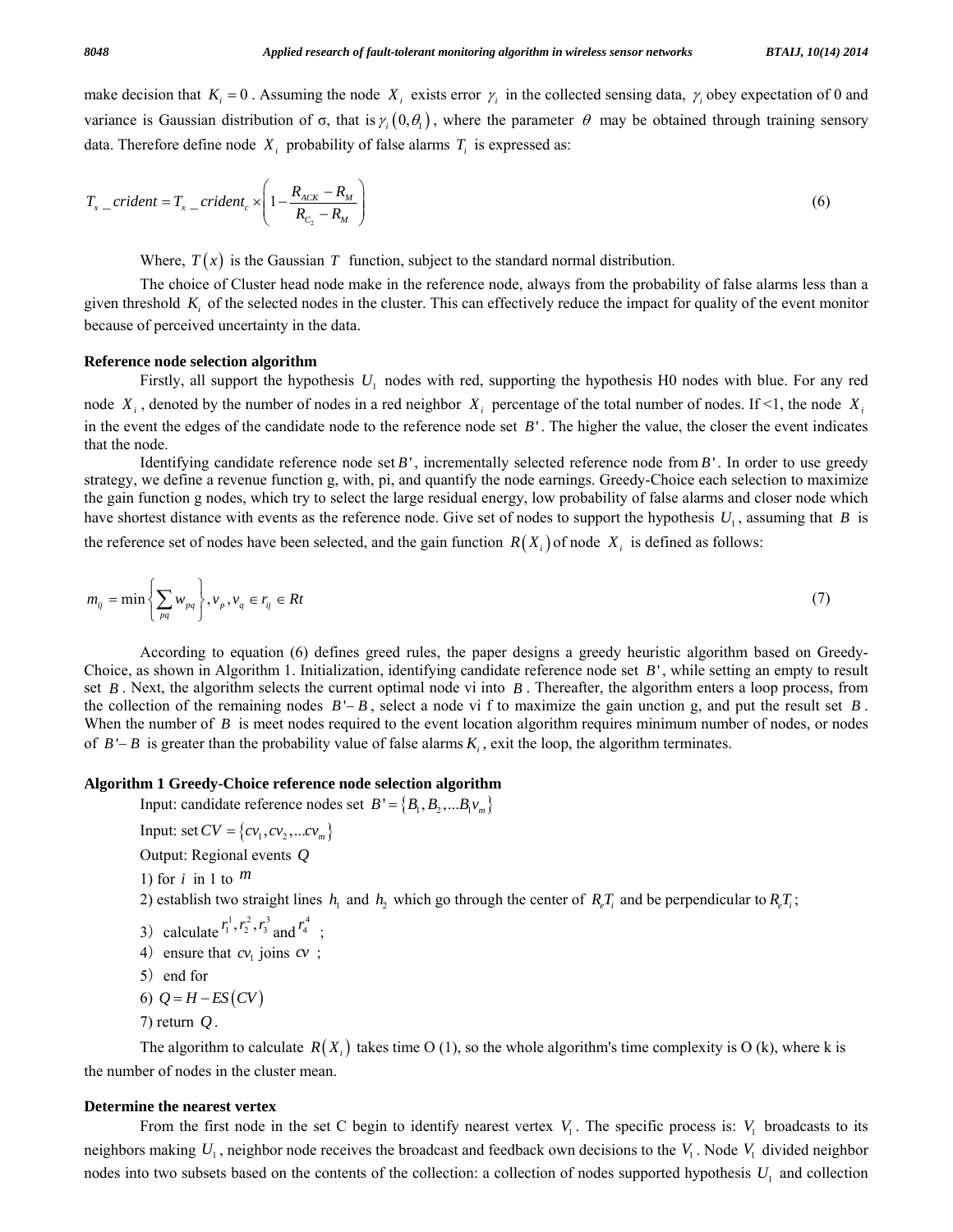make decision that $K_i = 0$ . Assuming the node $X_i$ exists error $\gamma_i$ in the collected sensing data, $\gamma_i$ obey expectation of 0 and variance is Gaussian distribution of σ, that is $\gamma_i(0,\theta_1)$, where the parameter $\theta$ may be obtained through training sensory data. Therefore define node $X_i$ probability of false alarms $T_i$ is expressed as:

$$T_x\_crident = T_x\_crident_c \times \left(1 - \frac{R_{ACK} - R_M}{R_{C_2} - R_M}\right) \tag{6}$$

Where, $T(x)$ is the Gaussian $T$ function, subject to the standard normal distribution.

The choice of Cluster head node make in the reference node, always from the probability of false alarms less than a given threshold $K_i$ of the selected nodes in the cluster. This can effectively reduce the impact for quality of the event monitor because of perceived uncertainty in the data.

**Reference node selection algorithm**

Firstly, all support the hypothesis $U_1$ nodes with red, supporting the hypothesis H0 nodes with blue. For any red node $X_i$, denoted by the number of nodes in a red neighbor $X_i$ percentage of the total number of nodes. If <1, the node $X_i$ in the event the edges of the candidate node to the reference node set $B'$. The higher the value, the closer the event indicates that the node.

Identifying candidate reference node set $B'$, incrementally selected reference node from $B'$. In order to use greedy strategy, we define a revenue function g, with, pi, and quantify the node earnings. Greedy-Choice each selection to maximize the gain function g nodes, which try to select the large residual energy, low probability of false alarms and closer node which have shortest distance with events as the reference node. Give set of nodes to support the hypothesis $U_1$, assuming that $B$ is the reference set of nodes have been selected, and the gain function $R(X_i)$ of node $X_i$ is defined as follows:

$$m_{ij} = \min\left\{\sum_{pq} w_{pq}\right\}, v_p, v_q \in r_{ij} \in Rt \tag{7}$$

According to equation (6) defines greed rules, the paper designs a greedy heuristic algorithm based on Greedy-Choice, as shown in Algorithm 1. Initialization, identifying candidate reference node set $B'$, while setting an empty to result set $B$. Next, the algorithm selects the current optimal node vi into $B$. Thereafter, the algorithm enters a loop process, from the collection of the remaining nodes $B' - B$, select a node vi f to maximize the gain unction g, and put the result set $B$. When the number of $B$ is meet nodes required to the event location algorithm requires minimum number of nodes, or nodes of $B' - B$ is greater than the probability value of false alarms $K_i$, exit the loop, the algorithm terminates.

**Algorithm 1 Greedy-Choice reference node selection algorithm**

Input: candidate reference nodes set $B' = \{B_1, B_2, ...B_1 v_m\}$

Input: set $CV = \{cv_1, cv_2, ...cv_m\}$

Output: Regional events $Q$

1) for $i$ in 1 to $m$

2) establish two straight lines $h_1$ and $h_2$ which go through the center of $R_e T_i$ and be perpendicular to $R_e T_i$;

3) calculate $r_1^1, r_2^2, r_3^3$ and $r_4^4$ ;

4) ensure that $cv_1$ joins $cv$ ;

5) end for

6) $Q = H - ES(CV)$

7) return $Q$.

The algorithm to calculate $R(X_i)$ takes time O (1), so the whole algorithm's time complexity is O (k), where k is the number of nodes in the cluster mean.

**Determine the nearest vertex**

From the first node in the set C begin to identify nearest vertex $V_1$. The specific process is: $V_1$ broadcasts to its neighbors making $U_1$, neighbor node receives the broadcast and feedback own decisions to the $V_1$. Node $V_1$ divided neighbor nodes into two subsets based on the contents of the collection: a collection of nodes supported hypothesis $U_1$ and collection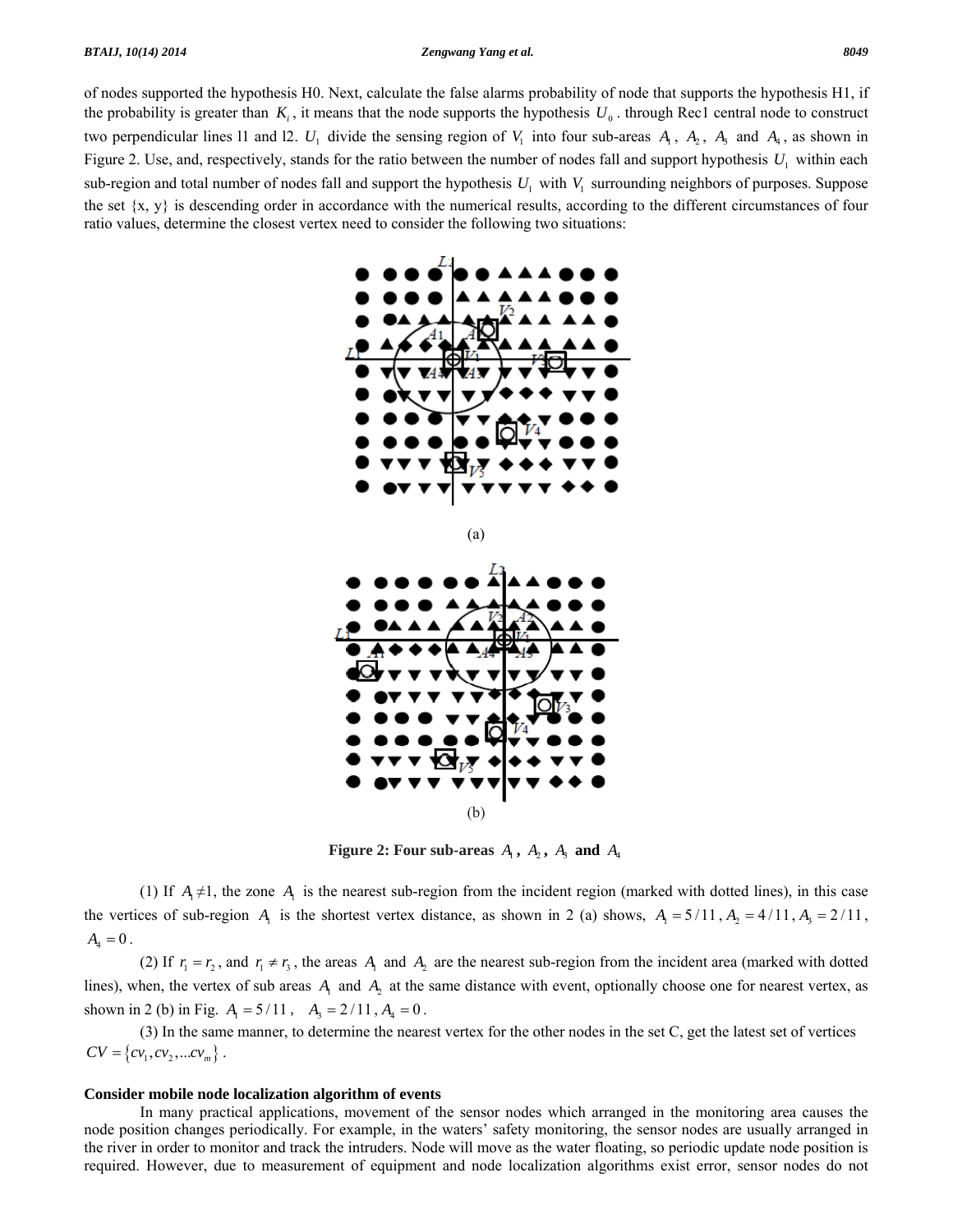of nodes supported the hypothesis H0. Next, calculate the false alarms probability of node that supports the hypothesis H1, if the probability is greater than $K_i$, it means that the node supports the hypothesis $U_0$. through Rec1 central node to construct two perpendicular lines l1 and l2. $U_1$ divide the sensing region of $V_1$ into four sub-areas $A_1$, $A_2$, $A_3$ and $A_4$, as shown in Figure 2. Use, and, respectively, stands for the ratio between the number of nodes fall and support hypothesis $U_1$ within each sub-region and total number of nodes fall and support the hypothesis $U_1$ with $V_1$ surrounding neighbors of purposes. Suppose the set {x, y} is descending order in accordance with the numerical results, according to the different circumstances of four ratio values, determine the closest vertex need to consider the following two situations:

(a)

(b)

**Figure 2: Four sub-areas $A_1$, $A_2$, $A_3$ and $A_4$**

(1) If $A_1 \neq 1$, the zone $A_1$ is the nearest sub-region from the incident region (marked with dotted lines), in this case the vertices of sub-region $A_1$ is the shortest vertex distance, as shown in 2 (a) shows, $A_1 = 5/11$, $A_2 = 4/11$, $A_3 = 2/11$, $A_4 = 0$.

(2) If $r_1 = r_2$, and $r_1 \neq r_3$, the areas $A_1$ and $A_2$ are the nearest sub-region from the incident area (marked with dotted lines), when, the vertex of sub areas $A_1$ and $A_2$ at the same distance with event, optionally choose one for nearest vertex, as shown in 2 (b) in Fig. $A_1 = 5/11$, $A_3 = 2/11$, $A_4 = 0$.

(3) In the same manner, to determine the nearest vertex for the other nodes in the set C, get the latest set of vertices $CV = \{cv_1, cv_2, \ldots cv_m\}$.

**Consider mobile node localization algorithm of events**

In many practical applications, movement of the sensor nodes which arranged in the monitoring area causes the node position changes periodically. For example, in the waters' safety monitoring, the sensor nodes are usually arranged in the river in order to monitor and track the intruders. Node will move as the water floating, so periodic update node position is required. However, due to measurement of equipment and node localization algorithms exist error, sensor nodes do not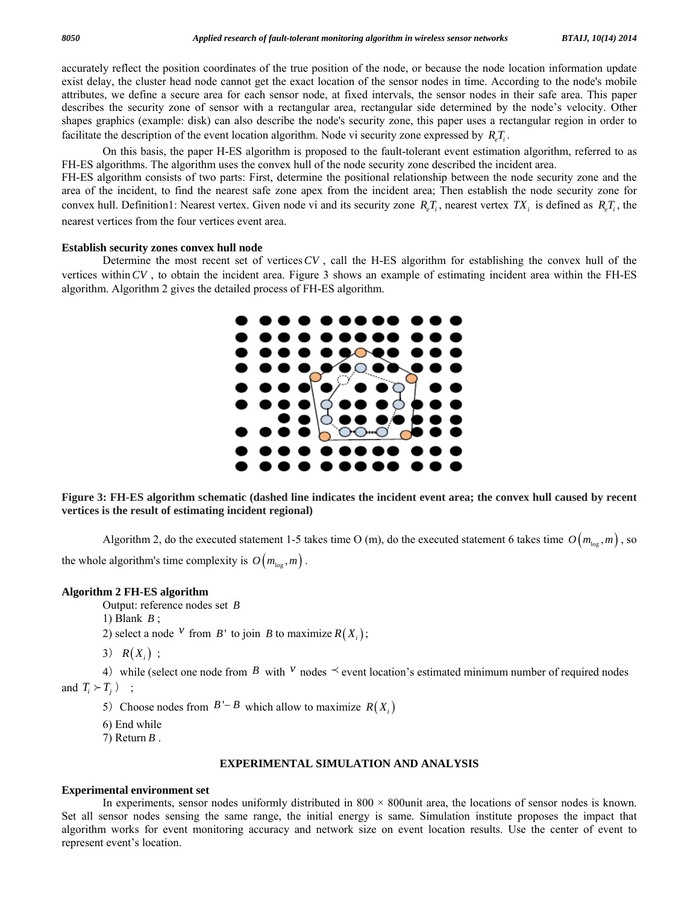accurately reflect the position coordinates of the true position of the node, or because the node location information update exist delay, the cluster head node cannot get the exact location of the sensor nodes in time. According to the node's mobile attributes, we define a secure area for each sensor node, at fixed intervals, the sensor nodes in their safe area. This paper describes the security zone of sensor with a rectangular area, rectangular side determined by the node's velocity. Other shapes graphics (example: disk) can also describe the node's security zone, this paper uses a rectangular region in order to facilitate the description of the event location algorithm. Node vi security zone expressed by $R_eT_i$.

On this basis, the paper H-ES algorithm is proposed to the fault-tolerant event estimation algorithm, referred to as FH-ES algorithms. The algorithm uses the convex hull of the node security zone described the incident area.

FH-ES algorithm consists of two parts: First, determine the positional relationship between the node security zone and the area of the incident, to find the nearest safe zone apex from the incident area; Then establish the node security zone for convex hull. Definition1: Nearest vertex. Given node vi and its security zone $R_eT_i$, nearest vertex $TX_i$ is defined as $R_eT_i$, the nearest vertices from the four vertices event area.

**Establish security zones convex hull node**

Determine the most recent set of vertices $CV$, call the H-ES algorithm for establishing the convex hull of the vertices within $CV$, to obtain the incident area. Figure 3 shows an example of estimating incident area within the FH-ES algorithm. Algorithm 2 gives the detailed process of FH-ES algorithm.

**Figure 3: FH-ES algorithm schematic (dashed line indicates the incident event area; the convex hull caused by recent vertices is the result of estimating incident regional)**

Algorithm 2, do the executed statement 1-5 takes time O (m), do the executed statement 6 takes time $O(m_{\log}, m)$, so the whole algorithm's time complexity is $O(m_{\log}, m)$.

**Algorithm 2 FH-ES algorithm**

Output: reference nodes set $B$

1) Blank $B$;

2) select a node $v$ from $B'$ to join $B$ to maximize $R(X_i)$;

3) $R(X_i)$;

4) while (select one node from $B$ with $v$ nodes $\prec$ event location's estimated minimum number of required nodes and $T_i \succ T_j$) ;

5) Choose nodes from $B'-B$ which allow to maximize $R(X_i)$

6) End while

7) Return $B$.

## EXPERIMENTAL SIMULATION AND ANALYSIS

**Experimental environment set**

In experiments, sensor nodes uniformly distributed in 800 × 800unit area, the locations of sensor nodes is known. Set all sensor nodes sensing the same range, the initial energy is same. Simulation institute proposes the impact that algorithm works for event monitoring accuracy and network size on event location results. Use the center of event to represent event's location.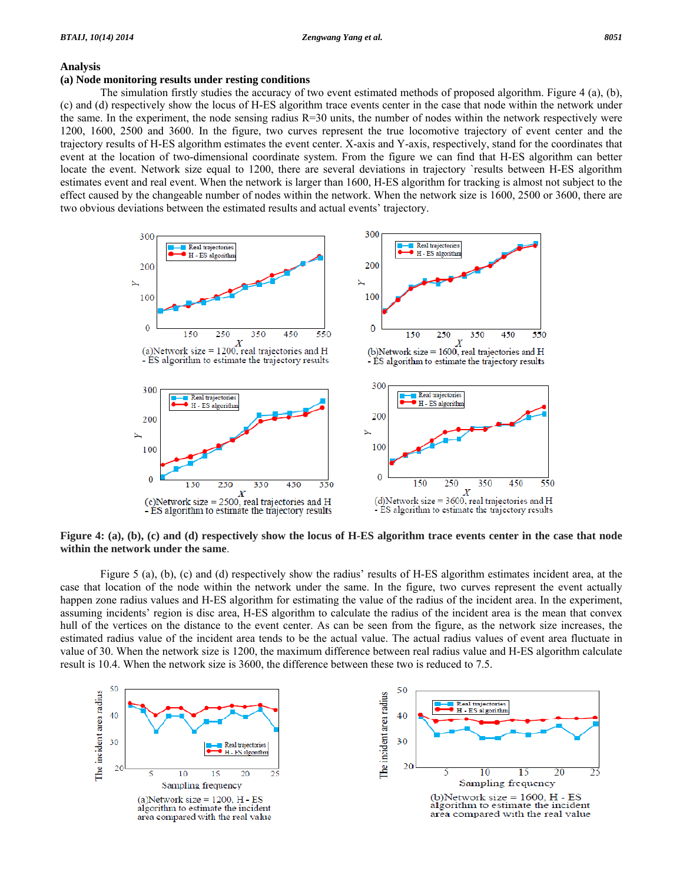## Analysis

### (a) Node monitoring results under resting conditions

The simulation firstly studies the accuracy of two event estimated methods of proposed algorithm. Figure 4 (a), (b), (c) and (d) respectively show the locus of H-ES algorithm trace events center in the case that node within the network under the same. In the experiment, the node sensing radius R=30 units, the number of nodes within the network respectively were 1200, 1600, 2500 and 3600. In the figure, two curves represent the true locomotive trajectory of event center and the trajectory results of H-ES algorithm estimates the event center. X-axis and Y-axis, respectively, stand for the coordinates that event at the location of two-dimensional coordinate system. From the figure we can find that H-ES algorithm can better locate the event. Network size equal to 1200, there are several deviations in trajectory `results between H-ES algorithm estimates event and real event. When the network is larger than 1600, H-ES algorithm for tracking is almost not subject to the effect caused by the changeable number of nodes within the network. When the network size is 1600, 2500 or 3600, there are two obvious deviations between the estimated results and actual events' trajectory.

(a)Network size = 1200, real trajectories and H - ES algorithm to estimate the trajectory results

(b)Network size = 1600, real trajectories and H - ES algorithm to estimate the trajectory results

(c)Network size = 2500, real trajectories and H - ES algorithm to estimate the trajectory results

(d)Network size = 3600, real trajectories and H - ES algorithm to estimate the trajectory results

**Figure 4: (a), (b), (c) and (d) respectively show the locus of H-ES algorithm trace events center in the case that node within the network under the same.**

Figure 5 (a), (b), (c) and (d) respectively show the radius' results of H-ES algorithm estimates incident area, at the case that location of the node within the network under the same. In the figure, two curves represent the event actually happen zone radius values and H-ES algorithm for estimating the value of the radius of the incident area. In the experiment, assuming incidents' region is disc area, H-ES algorithm to calculate the radius of the incident area is the mean that convex hull of the vertices on the distance to the event center. As can be seen from the figure, as the network size increases, the estimated radius value of the incident area tends to be the actual value. The actual radius values of event area fluctuate in value of 30. When the network size is 1200, the maximum difference between real radius value and H-ES algorithm calculate result is 10.4. When the network size is 3600, the difference between these two is reduced to 7.5.

(a)Network size = 1200, H - ES algorithm to estimate the incident area compared with the real value

(b)Network size = 1600, H - ES algorithm to estimate the incident area compared with the real value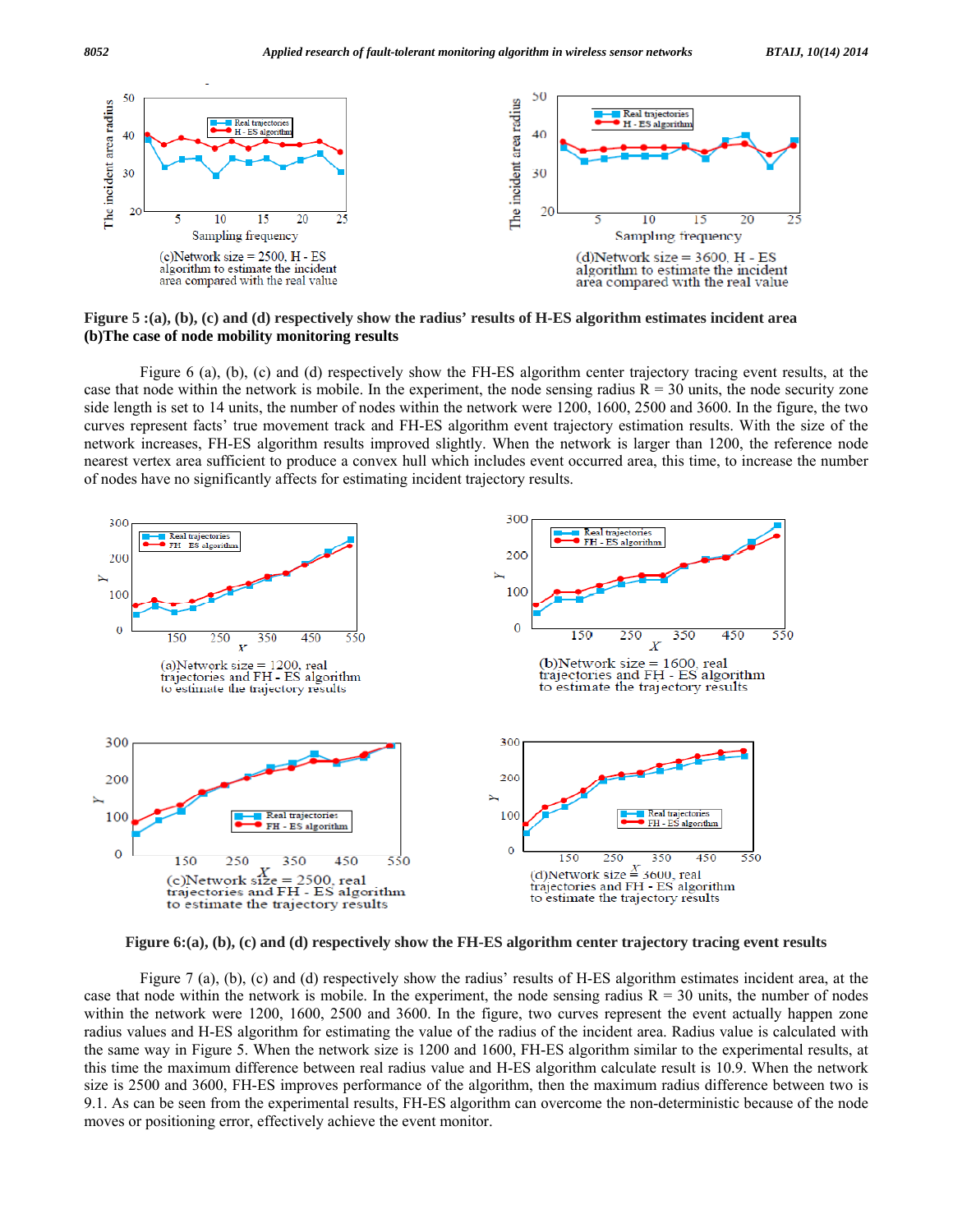(c)Network size = 2500, H - ES algorithm to estimate the incident area compared with the real value

(d)Network size = 3600, H - ES algorithm to estimate the incident area compared with the real value

**Figure 5 :(a), (b), (c) and (d) respectively show the radius' results of H-ES algorithm estimates incident area**

**(b)The case of node mobility monitoring results**

Figure 6 (a), (b), (c) and (d) respectively show the FH-ES algorithm center trajectory tracing event results, at the case that node within the network is mobile. In the experiment, the node sensing radius R = 30 units, the node security zone side length is set to 14 units, the number of nodes within the network were 1200, 1600, 2500 and 3600. In the figure, the two curves represent facts' true movement track and FH-ES algorithm event trajectory estimation results. With the size of the network increases, FH-ES algorithm results improved slightly. When the network is larger than 1200, the reference node nearest vertex area sufficient to produce a convex hull which includes event occurred area, this time, to increase the number of nodes have no significantly affects for estimating incident trajectory results.

(a)Network size = 1200, real trajectories and FH - ES algorithm to estimate the trajectory results

(b)Network size = 1600, real trajectories and FH - ES algorithm to estimate the trajectory results

(c)Network size = 2500, real trajectories and FH - ES algorithm to estimate the trajectory results

(d)Network size = 3600, real trajectories and FH - ES algorithm to estimate the trajectory results

**Figure 6:(a), (b), (c) and (d) respectively show the FH-ES algorithm center trajectory tracing event results**

Figure 7 (a), (b), (c) and (d) respectively show the radius' results of H-ES algorithm estimates incident area, at the case that node within the network is mobile. In the experiment, the node sensing radius R = 30 units, the number of nodes within the network were 1200, 1600, 2500 and 3600. In the figure, two curves represent the event actually happen zone radius values and H-ES algorithm for estimating the value of the radius of the incident area. Radius value is calculated with the same way in Figure 5. When the network size is 1200 and 1600, FH-ES algorithm similar to the experimental results, at this time the maximum difference between real radius value and H-ES algorithm calculate result is 10.9. When the network size is 2500 and 3600, FH-ES improves performance of the algorithm, then the maximum radius difference between two is 9.1. As can be seen from the experimental results, FH-ES algorithm can overcome the non-deterministic because of the node moves or positioning error, effectively achieve the event monitor.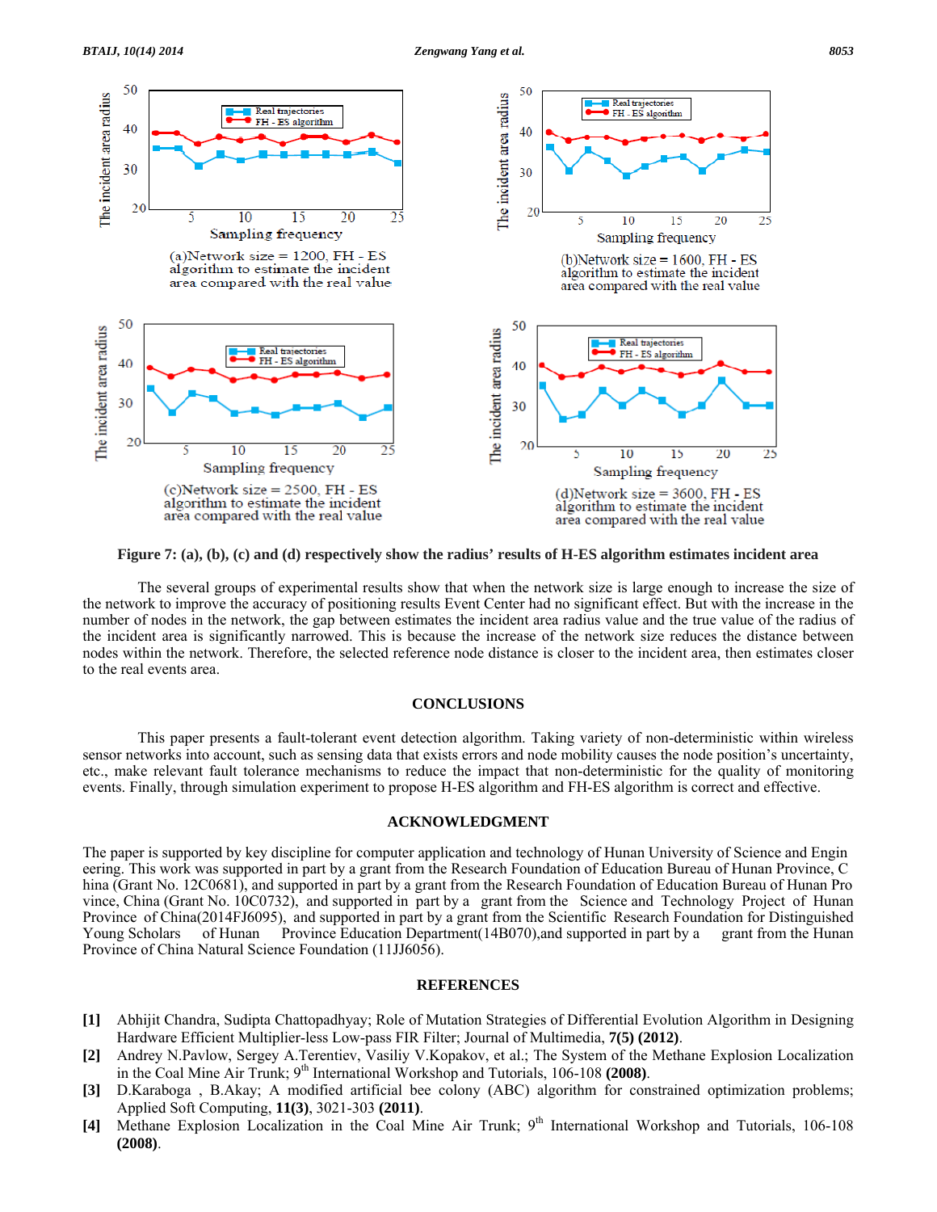(a)Network size = 1200, FH - ES algorithm to estimate the incident area compared with the real value

(b)Network size = 1600, FH - ES algorithm to estimate the incident area compared with the real value

(c)Network size = 2500, FH - ES algorithm to estimate the incident area compared with the real value

(d)Network size = 3600, FH - ES algorithm to estimate the incident area compared with the real value

**Figure 7: (a), (b), (c) and (d) respectively show the radius' results of H-ES algorithm estimates incident area**

The several groups of experimental results show that when the network size is large enough to increase the size of the network to improve the accuracy of positioning results Event Center had no significant effect. But with the increase in the number of nodes in the network, the gap between estimates the incident area radius value and the true value of the radius of the incident area is significantly narrowed. This is because the increase of the network size reduces the distance between nodes within the network. Therefore, the selected reference node distance is closer to the incident area, then estimates closer to the real events area.

## CONCLUSIONS

This paper presents a fault-tolerant event detection algorithm. Taking variety of non-deterministic within wireless sensor networks into account, such as sensing data that exists errors and node mobility causes the node position's uncertainty, etc., make relevant fault tolerance mechanisms to reduce the impact that non-deterministic for the quality of monitoring events. Finally, through simulation experiment to propose H-ES algorithm and FH-ES algorithm is correct and effective.

## ACKNOWLEDGMENT

The paper is supported by key discipline for computer application and technology of Hunan University of Science and Engin eering. This work was supported in part by a grant from the Research Foundation of Education Bureau of Hunan Province, C hina (Grant No. 12C0681), and supported in part by a grant from the Research Foundation of Education Bureau of Hunan Pro vince, China (Grant No. 10C0732), and supported in part by a grant from the Science and Technology Project of Hunan Province of China(2014FJ6095), and supported in part by a grant from the Scientific Research Foundation for Distinguished Young Scholars of Hunan Province Education Department(14B070),and supported in part by a grant from the Hunan Province of China Natural Science Foundation (11JJ6056).

## REFERENCES

**[1]** Abhijit Chandra, Sudipta Chattopadhyay; Role of Mutation Strategies of Differential Evolution Algorithm in Designing Hardware Efficient Multiplier-less Low-pass FIR Filter; Journal of Multimedia, **7(5) (2012)**.

**[2]** Andrey N.Pavlow, Sergey A.Terentiev, Vasiliy V.Kopakov, et al.; The System of the Methane Explosion Localization in the Coal Mine Air Trunk; 9th International Workshop and Tutorials, 106-108 **(2008)**.

**[3]** D.Karaboga , B.Akay; A modified artificial bee colony (ABC) algorithm for constrained optimization problems; Applied Soft Computing, **11(3)**, 3021-303 **(2011)**.

**[4]** Methane Explosion Localization in the Coal Mine Air Trunk; 9th International Workshop and Tutorials, 106-108 **(2008)**.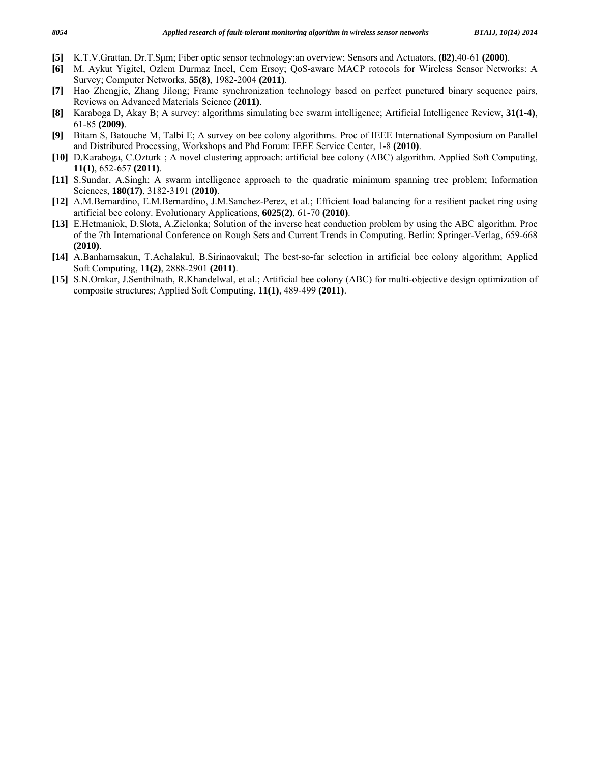**[5]** K.T.V.Grattan, Dr.T.Sμm; Fiber optic sensor technology:an overview; Sensors and Actuators, **(82)**,40-61 **(2000)**.

**[6]** M. Aykut Yigitel, Ozlem Durmaz Incel, Cem Ersoy; QoS-aware MACP rotocols for Wireless Sensor Networks: A Survey; Computer Networks, **55(8)**, 1982-2004 **(2011)**.

**[7]** Hao Zhengjie, Zhang Jilong; Frame synchronization technology based on perfect punctured binary sequence pairs, Reviews on Advanced Materials Science **(2011)**.

**[8]** Karaboga D, Akay B; A survey: algorithms simulating bee swarm intelligence; Artificial Intelligence Review, **31(1-4)**, 61-85 **(2009)**.

**[9]** Bitam S, Batouche M, Talbi E; A survey on bee colony algorithms. Proc of IEEE International Symposium on Parallel and Distributed Processing, Workshops and Phd Forum: IEEE Service Center, 1-8 **(2010)**.

**[10]** D.Karaboga, C.Ozturk ; A novel clustering approach: artificial bee colony (ABC) algorithm. Applied Soft Computing, **11(1)**, 652-657 **(2011)**.

**[11]** S.Sundar, A.Singh; A swarm intelligence approach to the quadratic minimum spanning tree problem; Information Sciences, **180(17)**, 3182-3191 **(2010)**.

**[12]** A.M.Bernardino, E.M.Bernardino, J.M.Sanchez-Perez, et al.; Efficient load balancing for a resilient packet ring using artificial bee colony. Evolutionary Applications, **6025(2)**, 61-70 **(2010)**.

**[13]** E.Hetmaniok, D.Slota, A.Zielonka; Solution of the inverse heat conduction problem by using the ABC algorithm. Proc of the 7th International Conference on Rough Sets and Current Trends in Computing. Berlin: Springer-Verlag, 659-668 **(2010)**.

**[14]** A.Banharnsakun, T.Achalakul, B.Sirinaovakul; The best-so-far selection in artificial bee colony algorithm; Applied Soft Computing, **11(2)**, 2888-2901 **(2011)**.

**[15]** S.N.Omkar, J.Senthilnath, R.Khandelwal, et al.; Artificial bee colony (ABC) for multi-objective design optimization of composite structures; Applied Soft Computing, **11(1)**, 489-499 **(2011)**.